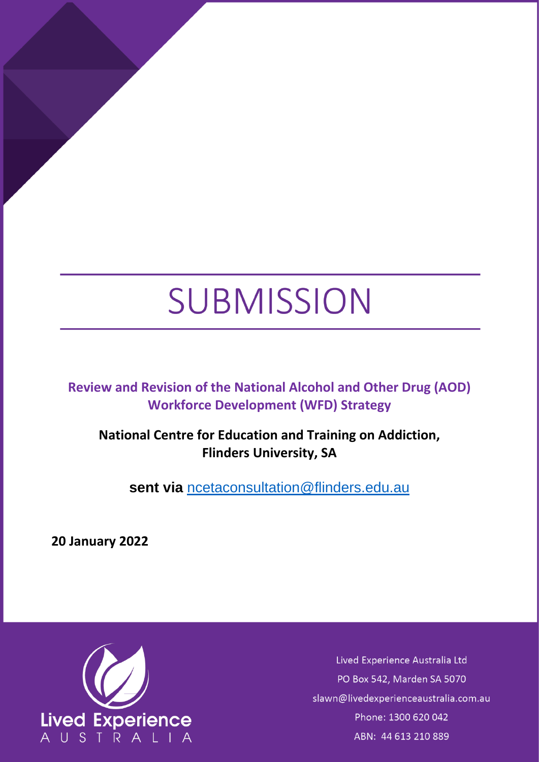# SUBMISSION

**Review and Revision of the National Alcohol and Other Drug (AOD) Workforce Development (WFD) Strategy**

**National Centre for Education and Training on Addiction, Flinders University, SA**

**sent via** ncetaconsultation@flinders.edu.au

**20 January 2022**

Lived Experience Australia Ltd
PO Box 542, Marden SA 5070
slawn@livedexperienceaustralia.com.au
Phone: 1300 620 042
ABN: 44 613 210 889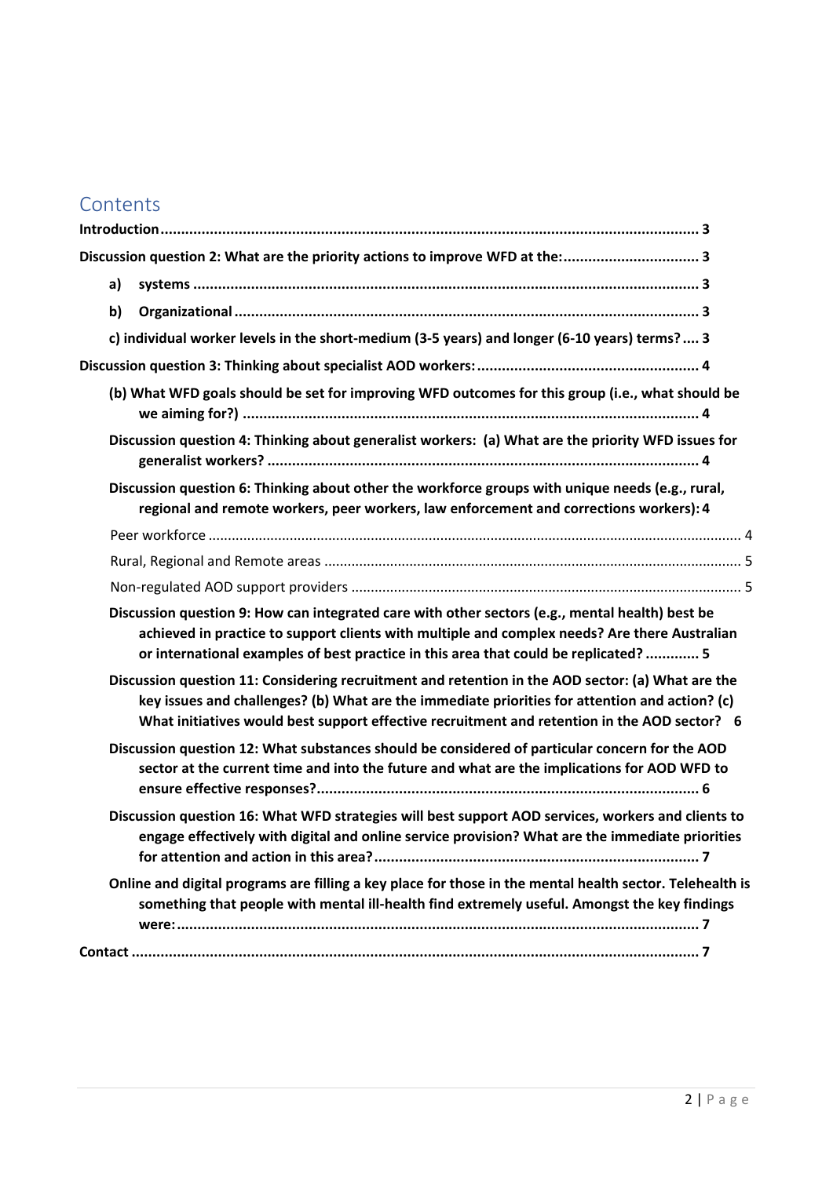# Contents

**Introduction** ..... 3

**Discussion question 2: What are the priority actions to improve WFD at the:** ..... 3

- **a) systems** ..... 3
- **b) Organizational** ..... 3
- **c) individual worker levels in the short-medium (3-5 years) and longer (6-10 years) terms?** ..... 3

**Discussion question 3: Thinking about specialist AOD workers:** ..... 4

- **(b) What WFD goals should be set for improving WFD outcomes for this group (i.e., what should be we aiming for?)** ..... 4
- **Discussion question 4: Thinking about generalist workers: (a) What are the priority WFD issues for generalist workers?** ..... 4
- **Discussion question 6: Thinking about other the workforce groups with unique needs (e.g., rural, regional and remote workers, peer workers, law enforcement and corrections workers):** 4
- Peer workforce ..... 4
- Rural, Regional and Remote areas ..... 5
- Non-regulated AOD support providers ..... 5
- **Discussion question 9: How can integrated care with other sectors (e.g., mental health) best be achieved in practice to support clients with multiple and complex needs? Are there Australian or international examples of best practice in this area that could be replicated?** ..... 5
- **Discussion question 11: Considering recruitment and retention in the AOD sector: (a) What are the key issues and challenges? (b) What are the immediate priorities for attention and action? (c) What initiatives would best support effective recruitment and retention in the AOD sector?** 6
- **Discussion question 12: What substances should be considered of particular concern for the AOD sector at the current time and into the future and what are the implications for AOD WFD to ensure effective responses?** ..... 6
- **Discussion question 16: What WFD strategies will best support AOD services, workers and clients to engage effectively with digital and online service provision? What are the immediate priorities for attention and action in this area?** ..... 7
- **Online and digital programs are filling a key place for those in the mental health sector. Telehealth is something that people with mental ill-health find extremely useful. Amongst the key findings were:** ..... 7

**Contact** ..... 7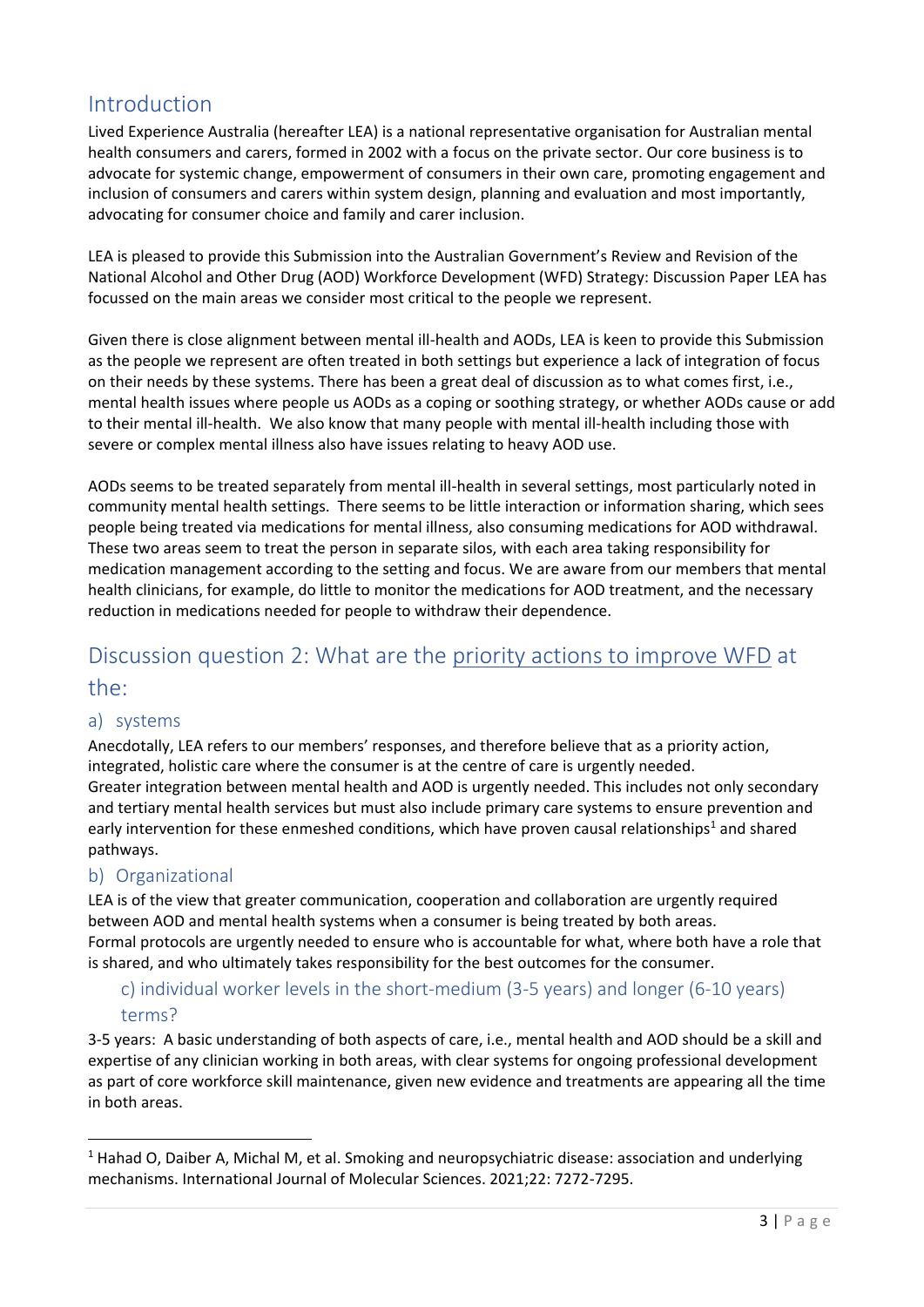## Introduction

Lived Experience Australia (hereafter LEA) is a national representative organisation for Australian mental health consumers and carers, formed in 2002 with a focus on the private sector. Our core business is to advocate for systemic change, empowerment of consumers in their own care, promoting engagement and inclusion of consumers and carers within system design, planning and evaluation and most importantly, advocating for consumer choice and family and carer inclusion.

LEA is pleased to provide this Submission into the Australian Government's Review and Revision of the National Alcohol and Other Drug (AOD) Workforce Development (WFD) Strategy: Discussion Paper LEA has focussed on the main areas we consider most critical to the people we represent.

Given there is close alignment between mental ill-health and AODs, LEA is keen to provide this Submission as the people we represent are often treated in both settings but experience a lack of integration of focus on their needs by these systems. There has been a great deal of discussion as to what comes first, i.e., mental health issues where people us AODs as a coping or soothing strategy, or whether AODs cause or add to their mental ill-health. We also know that many people with mental ill-health including those with severe or complex mental illness also have issues relating to heavy AOD use.

AODs seems to be treated separately from mental ill-health in several settings, most particularly noted in community mental health settings. There seems to be little interaction or information sharing, which sees people being treated via medications for mental illness, also consuming medications for AOD withdrawal. These two areas seem to treat the person in separate silos, with each area taking responsibility for medication management according to the setting and focus. We are aware from our members that mental health clinicians, for example, do little to monitor the medications for AOD treatment, and the necessary reduction in medications needed for people to withdraw their dependence.

## Discussion question 2: What are the priority actions to improve WFD at the:

### a) systems

Anecdotally, LEA refers to our members' responses, and therefore believe that as a priority action, integrated, holistic care where the consumer is at the centre of care is urgently needed.
Greater integration between mental health and AOD is urgently needed. This includes not only secondary and tertiary mental health services but must also include primary care systems to ensure prevention and early intervention for these enmeshed conditions, which have proven causal relationships[1] and shared pathways.

### b) Organizational

LEA is of the view that greater communication, cooperation and collaboration are urgently required between AOD and mental health systems when a consumer is being treated by both areas.
Formal protocols are urgently needed to ensure who is accountable for what, where both have a role that is shared, and who ultimately takes responsibility for the best outcomes for the consumer.

### c) individual worker levels in the short-medium (3-5 years) and longer (6-10 years) terms?

3-5 years: A basic understanding of both aspects of care, i.e., mental health and AOD should be a skill and expertise of any clinician working in both areas, with clear systems for ongoing professional development as part of core workforce skill maintenance, given new evidence and treatments are appearing all the time in both areas.

---

[1] Hahad O, Daiber A, Michal M, et al. Smoking and neuropsychiatric disease: association and underlying mechanisms. International Journal of Molecular Sciences. 2021;22: 7272-7295.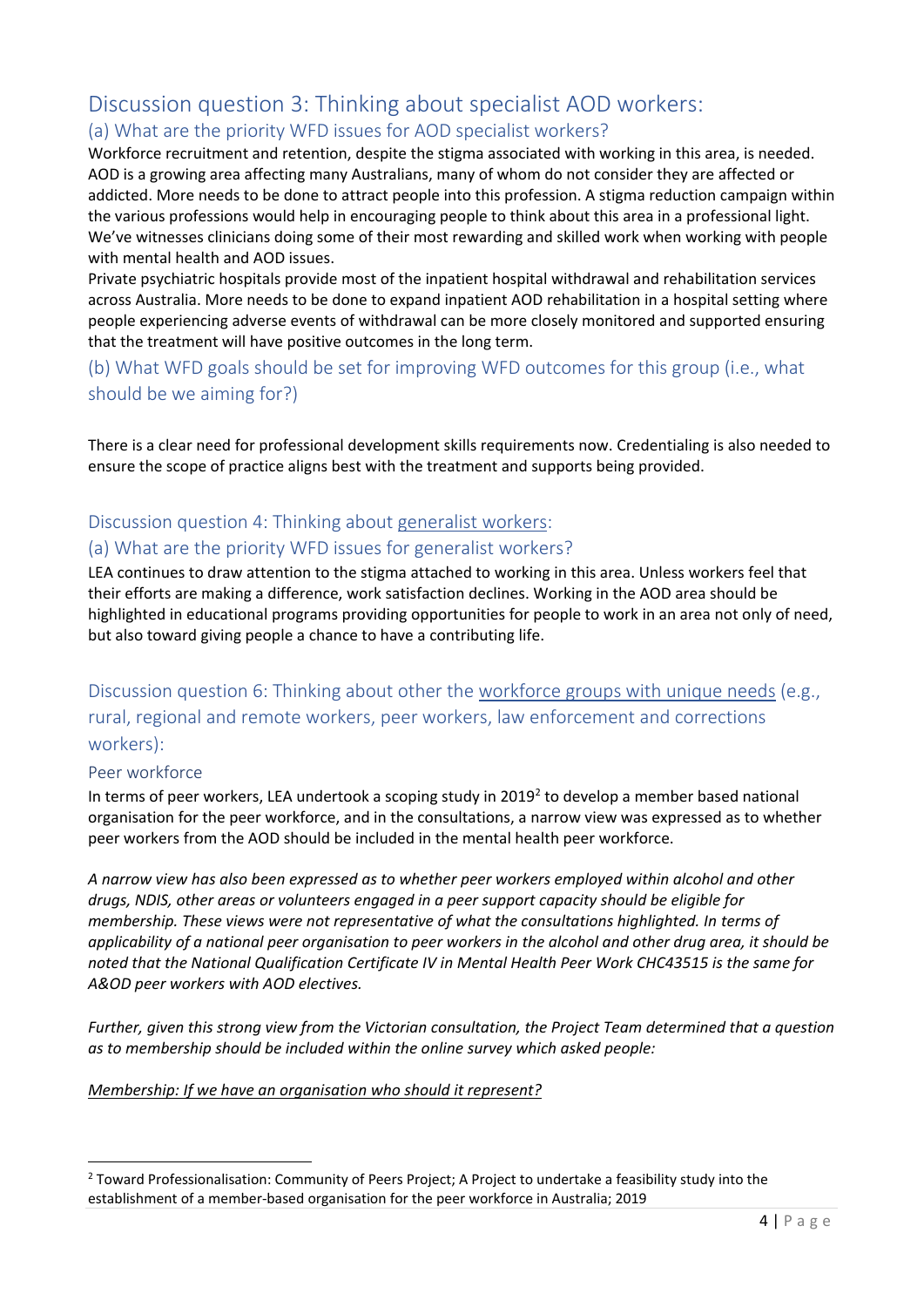## Discussion question 3: Thinking about specialist AOD workers:

### (a) What are the priority WFD issues for AOD specialist workers?

Workforce recruitment and retention, despite the stigma associated with working in this area, is needed. AOD is a growing area affecting many Australians, many of whom do not consider they are affected or addicted. More needs to be done to attract people into this profession. A stigma reduction campaign within the various professions would help in encouraging people to think about this area in a professional light. We've witnesses clinicians doing some of their most rewarding and skilled work when working with people with mental health and AOD issues.

Private psychiatric hospitals provide most of the inpatient hospital withdrawal and rehabilitation services across Australia. More needs to be done to expand inpatient AOD rehabilitation in a hospital setting where people experiencing adverse events of withdrawal can be more closely monitored and supported ensuring that the treatment will have positive outcomes in the long term.

### (b) What WFD goals should be set for improving WFD outcomes for this group (i.e., what should be we aiming for?)

There is a clear need for professional development skills requirements now. Credentialing is also needed to ensure the scope of practice aligns best with the treatment and supports being provided.

## Discussion question 4: Thinking about <u>generalist workers</u>:

### (a) What are the priority WFD issues for generalist workers?

LEA continues to draw attention to the stigma attached to working in this area. Unless workers feel that their efforts are making a difference, work satisfaction declines. Working in the AOD area should be highlighted in educational programs providing opportunities for people to work in an area not only of need, but also toward giving people a chance to have a contributing life.

## Discussion question 6: Thinking about other the <u>workforce groups with unique needs</u> (e.g., rural, regional and remote workers, peer workers, law enforcement and corrections workers):

### Peer workforce

In terms of peer workers, LEA undertook a scoping study in 2019[2] to develop a member based national organisation for the peer workforce, and in the consultations, a narrow view was expressed as to whether peer workers from the AOD should be included in the mental health peer workforce.

*A narrow view has also been expressed as to whether peer workers employed within alcohol and other drugs, NDIS, other areas or volunteers engaged in a peer support capacity should be eligible for membership. These views were not representative of what the consultations highlighted. In terms of applicability of a national peer organisation to peer workers in the alcohol and other drug area, it should be noted that the National Qualification Certificate IV in Mental Health Peer Work CHC43515 is the same for A&OD peer workers with AOD electives.*

*Further, given this strong view from the Victorian consultation, the Project Team determined that a question as to membership should be included within the online survey which asked people:*

*<u>Membership: If we have an organisation who should it represent?</u>*

---

[2] Toward Professionalisation: Community of Peers Project; A Project to undertake a feasibility study into the establishment of a member-based organisation for the peer workforce in Australia; 2019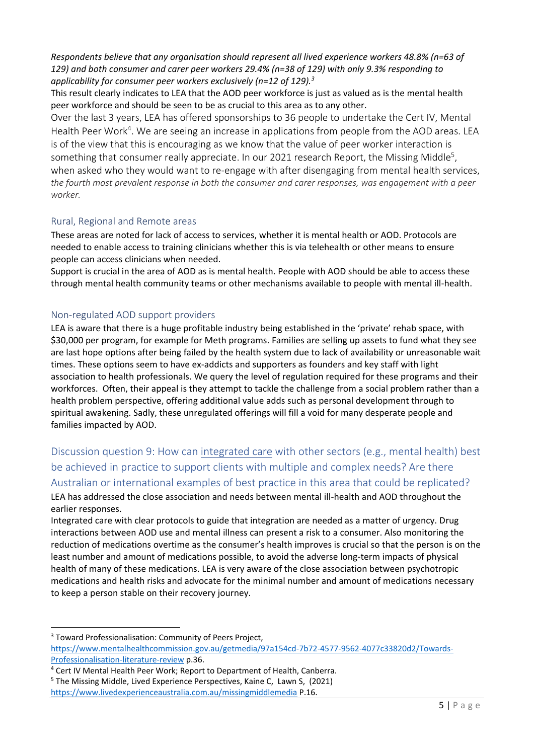*Respondents believe that any organisation should represent all lived experience workers 48.8% (n=63 of 129) and both consumer and carer peer workers 29.4% (n=38 of 129) with only 9.3% responding to applicability for consumer peer workers exclusively (n=12 of 129).*[3]

This result clearly indicates to LEA that the AOD peer workforce is just as valued as is the mental health peer workforce and should be seen to be as crucial to this area as to any other.

Over the last 3 years, LEA has offered sponsorships to 36 people to undertake the Cert IV, Mental Health Peer Work[4]. We are seeing an increase in applications from people from the AOD areas. LEA is of the view that this is encouraging as we know that the value of peer worker interaction is something that consumer really appreciate. In our 2021 research Report, the Missing Middle[5], when asked who they would want to re-engage with after disengaging from mental health services, *the fourth most prevalent response in both the consumer and carer responses, was engagement with a peer worker.*

### Rural, Regional and Remote areas

These areas are noted for lack of access to services, whether it is mental health or AOD. Protocols are needed to enable access to training clinicians whether this is via telehealth or other means to ensure people can access clinicians when needed.

Support is crucial in the area of AOD as is mental health. People with AOD should be able to access these through mental health community teams or other mechanisms available to people with mental ill-health.

### Non-regulated AOD support providers

LEA is aware that there is a huge profitable industry being established in the 'private' rehab space, with $30,000 per program, for example for Meth programs. Families are selling up assets to fund what they see are last hope options after being failed by the health system due to lack of availability or unreasonable wait times. These options seem to have ex-addicts and supporters as founders and key staff with light association to health professionals. We query the level of regulation required for these programs and their workforces. Often, their appeal is they attempt to tackle the challenge from a social problem rather than a health problem perspective, offering additional value adds such as personal development through to spiritual awakening. Sadly, these unregulated offerings will fill a void for many desperate people and families impacted by AOD.

## Discussion question 9: How can integrated care with other sectors (e.g., mental health) best be achieved in practice to support clients with multiple and complex needs? Are there Australian or international examples of best practice in this area that could be replicated?

LEA has addressed the close association and needs between mental ill-health and AOD throughout the earlier responses.

Integrated care with clear protocols to guide that integration are needed as a matter of urgency. Drug interactions between AOD use and mental illness can present a risk to a consumer. Also monitoring the reduction of medications overtime as the consumer's health improves is crucial so that the person is on the least number and amount of medications possible, to avoid the adverse long-term impacts of physical health of many of these medications. LEA is very aware of the close association between psychotropic medications and health risks and advocate for the minimal number and amount of medications necessary to keep a person stable on their recovery journey.

---

[3] Toward Professionalisation: Community of Peers Project, https://www.mentalhealthcommission.gov.au/getmedia/97a154cd-7b72-4577-9562-4077c33820d2/Towards-Professionalisation-literature-review p.36.

[4] Cert IV Mental Health Peer Work; Report to Department of Health, Canberra.

[5] The Missing Middle, Lived Experience Perspectives, Kaine C, Lawn S, (2021) https://www.livedexperienceaustralia.com.au/missingmiddlemedia P.16.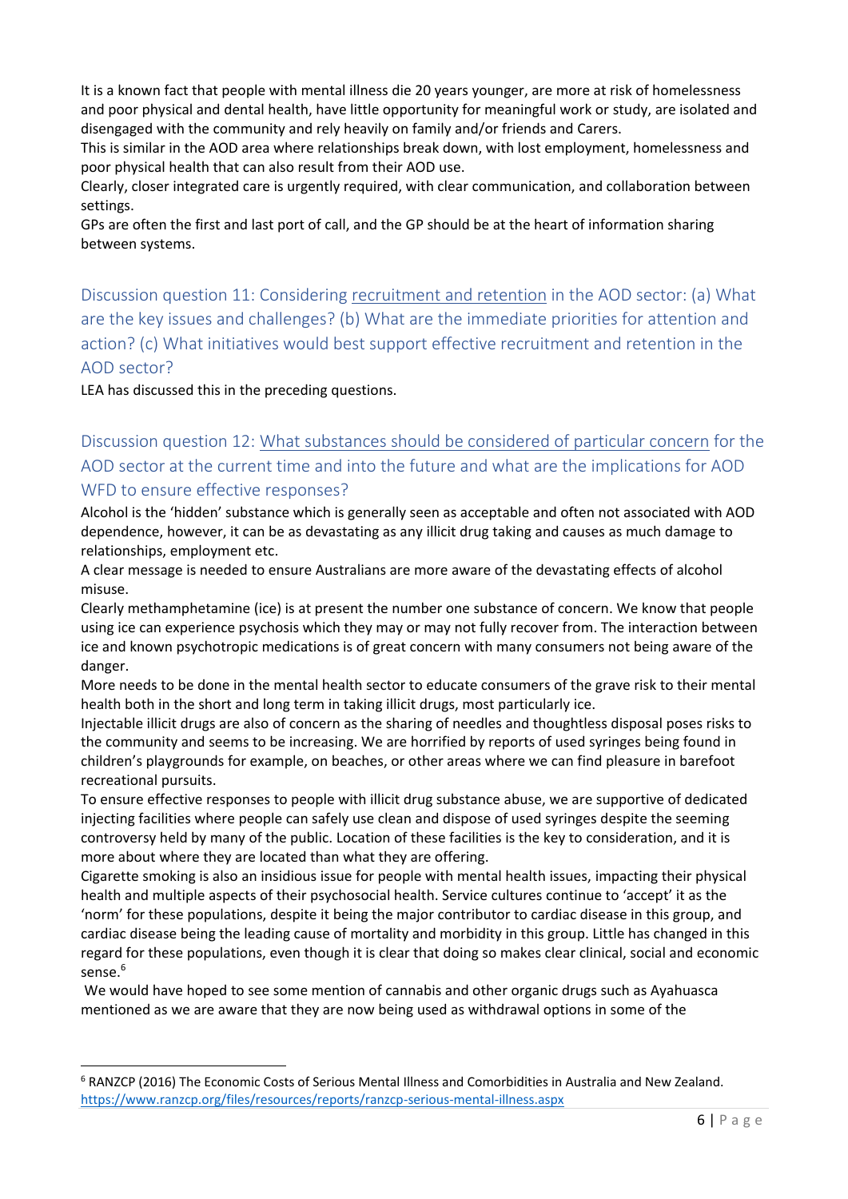It is a known fact that people with mental illness die 20 years younger, are more at risk of homelessness and poor physical and dental health, have little opportunity for meaningful work or study, are isolated and disengaged with the community and rely heavily on family and/or friends and Carers.
This is similar in the AOD area where relationships break down, with lost employment, homelessness and poor physical health that can also result from their AOD use.
Clearly, closer integrated care is urgently required, with clear communication, and collaboration between settings.
GPs are often the first and last port of call, and the GP should be at the heart of information sharing between systems.

## Discussion question 11: Considering recruitment and retention in the AOD sector: (a) What are the key issues and challenges? (b) What are the immediate priorities for attention and action? (c) What initiatives would best support effective recruitment and retention in the AOD sector?

LEA has discussed this in the preceding questions.

## Discussion question 12: What substances should be considered of particular concern for the AOD sector at the current time and into the future and what are the implications for AOD WFD to ensure effective responses?

Alcohol is the 'hidden' substance which is generally seen as acceptable and often not associated with AOD dependence, however, it can be as devastating as any illicit drug taking and causes as much damage to relationships, employment etc.
A clear message is needed to ensure Australians are more aware of the devastating effects of alcohol misuse.
Clearly methamphetamine (ice) is at present the number one substance of concern. We know that people using ice can experience psychosis which they may or may not fully recover from. The interaction between ice and known psychotropic medications is of great concern with many consumers not being aware of the danger.
More needs to be done in the mental health sector to educate consumers of the grave risk to their mental health both in the short and long term in taking illicit drugs, most particularly ice.
Injectable illicit drugs are also of concern as the sharing of needles and thoughtless disposal poses risks to the community and seems to be increasing. We are horrified by reports of used syringes being found in children's playgrounds for example, on beaches, or other areas where we can find pleasure in barefoot recreational pursuits.
To ensure effective responses to people with illicit drug substance abuse, we are supportive of dedicated injecting facilities where people can safely use clean and dispose of used syringes despite the seeming controversy held by many of the public. Location of these facilities is the key to consideration, and it is more about where they are located than what they are offering.
Cigarette smoking is also an insidious issue for people with mental health issues, impacting their physical health and multiple aspects of their psychosocial health. Service cultures continue to 'accept' it as the 'norm' for these populations, despite it being the major contributor to cardiac disease in this group, and cardiac disease being the leading cause of mortality and morbidity in this group. Little has changed in this regard for these populations, even though it is clear that doing so makes clear clinical, social and economic sense.[6]
We would have hoped to see some mention of cannabis and other organic drugs such as Ayahuasca mentioned as we are aware that they are now being used as withdrawal options in some of the

[6] RANZCP (2016) The Economic Costs of Serious Mental Illness and Comorbidities in Australia and New Zealand. https://www.ranzcp.org/files/resources/reports/ranzcp-serious-mental-illness.aspx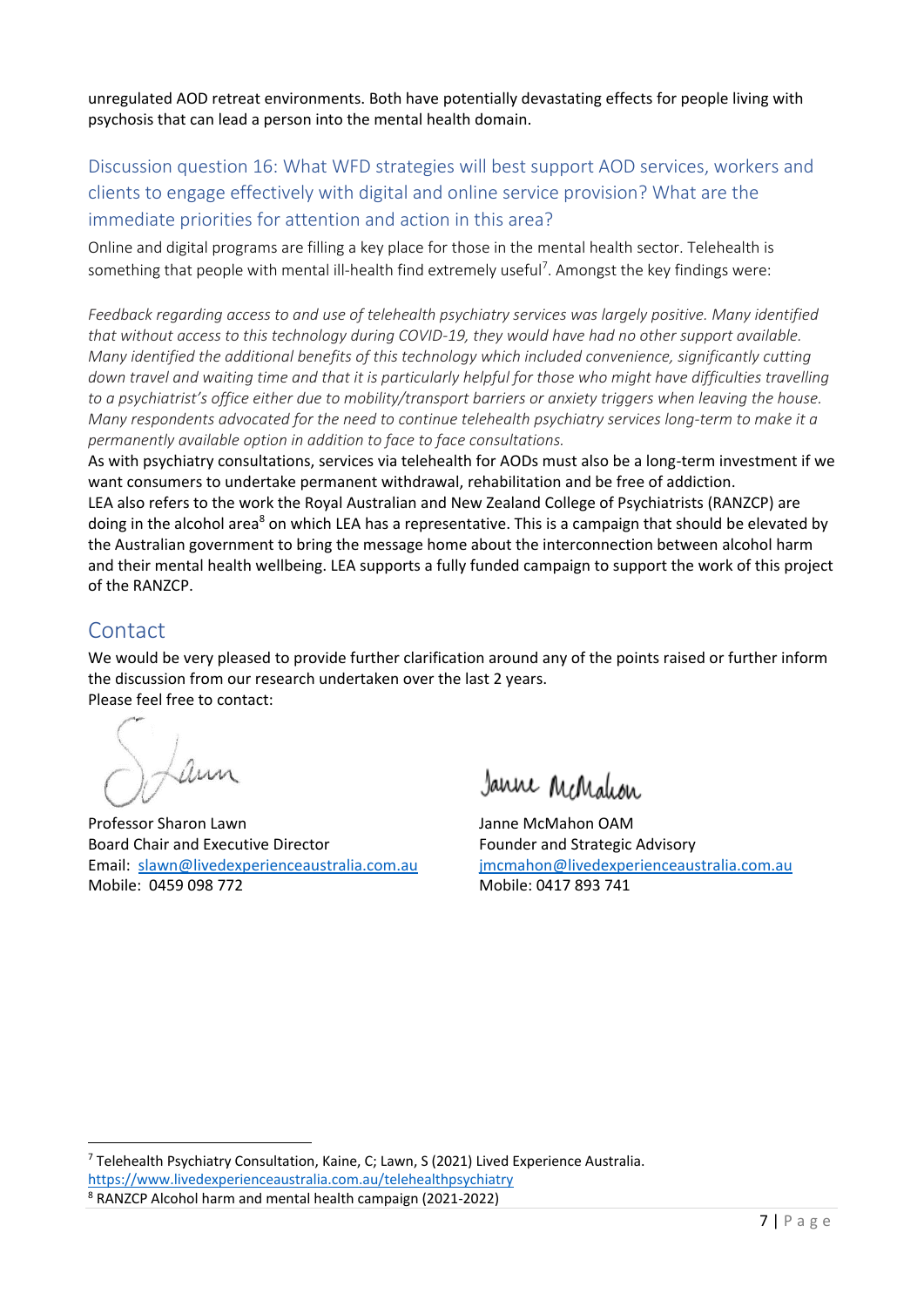unregulated AOD retreat environments. Both have potentially devastating effects for people living with psychosis that can lead a person into the mental health domain.

## Discussion question 16: What WFD strategies will best support AOD services, workers and clients to engage effectively with digital and online service provision? What are the immediate priorities for attention and action in this area?

Online and digital programs are filling a key place for those in the mental health sector. Telehealth is something that people with mental ill-health find extremely useful[7]. Amongst the key findings were:

*Feedback regarding access to and use of telehealth psychiatry services was largely positive. Many identified that without access to this technology during COVID-19, they would have had no other support available. Many identified the additional benefits of this technology which included convenience, significantly cutting down travel and waiting time and that it is particularly helpful for those who might have difficulties travelling to a psychiatrist's office either due to mobility/transport barriers or anxiety triggers when leaving the house. Many respondents advocated for the need to continue telehealth psychiatry services long-term to make it a permanently available option in addition to face to face consultations.*

As with psychiatry consultations, services via telehealth for AODs must also be a long-term investment if we want consumers to undertake permanent withdrawal, rehabilitation and be free of addiction.

LEA also refers to the work the Royal Australian and New Zealand College of Psychiatrists (RANZCP) are doing in the alcohol area[8] on which LEA has a representative. This is a campaign that should be elevated by the Australian government to bring the message home about the interconnection between alcohol harm and their mental health wellbeing. LEA supports a fully funded campaign to support the work of this project of the RANZCP.

## Contact

We would be very pleased to provide further clarification around any of the points raised or further inform the discussion from our research undertaken over the last 2 years.

Please feel free to contact:

Professor Sharon Lawn
Board Chair and Executive Director
Email: slawn@livedexperienceaustralia.com.au
Mobile: 0459 098 772

Janne McMahon OAM
Founder and Strategic Advisory
jmcmahon@livedexperienceaustralia.com.au
Mobile: 0417 893 741

---

[7] Telehealth Psychiatry Consultation, Kaine, C; Lawn, S (2021) Lived Experience Australia. https://www.livedexperienceaustralia.com.au/telehealthpsychiatry

[8] RANZCP Alcohol harm and mental health campaign (2021-2022)